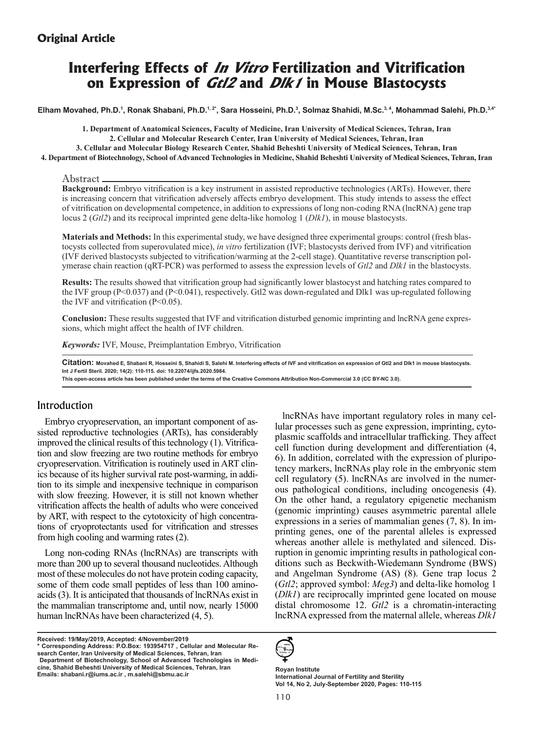## Original Article

# Interfering Effects of *In Vitro* Fertilization and Vitrification on Expression of *Gtl2* and *Dlk1* in Mouse Blastocysts

**Elham Movahed, Ph.D.[1], Ronak Shabani, Ph.D.[1, 2*], Sara Hosseini, Ph.D.[3], Solmaz Shahidi, M.Sc.[3, 4], Mohammad Salehi, Ph.D.[3,4*]**

1. Department of Anatomical Sciences, Faculty of Medicine, Iran University of Medical Sciences, Tehran, Iran
2. Cellular and Molecular Research Center, Iran University of Medical Sciences, Tehran, Iran
3. Cellular and Molecular Biology Research Center, Shahid Beheshti University of Medical Sciences, Tehran, Iran
4. Department of Biotechnology, School of Advanced Technologies in Medicine, Shahid Beheshti University of Medical Sciences, Tehran, Iran

### Abstract

**Background:** Embryo vitrification is a key instrument in assisted reproductive technologies (ARTs). However, there is increasing concern that vitrification adversely affects embryo development. This study intends to assess the effect of vitrification on developmental competence, in addition to expressions of long non-coding RNA (lncRNA) gene trap locus 2 (*Gtl2*) and its reciprocal imprinted gene delta-like homolog 1 (*Dlk1*), in mouse blastocysts.

**Materials and Methods:** In this experimental study, we have designed three experimental groups: control (fresh blastocysts collected from superovulated mice), *in vitro* fertilization (IVF; blastocysts derived from IVF) and vitrification (IVF derived blastocysts subjected to vitrification/warming at the 2-cell stage). Quantitative reverse transcription polymerase chain reaction (qRT-PCR) was performed to assess the expression levels of *Gtl2* and *Dlk1* in the blastocysts.

**Results:** The results showed that vitrification group had significantly lower blastocyst and hatching rates compared to the IVF group ($P<0.037$) and ($P<0.041$), respectively. Gtl2 was down-regulated and Dlk1 was up-regulated following the IVF and vitrification ($P<0.05$).

**Conclusion:** These results suggested that IVF and vitrification disturbed genomic imprinting and lncRNA gene expressions, which might affect the health of IVF children.

***Keywords:*** IVF, Mouse, Preimplantation Embryo, Vitrification

**Citation:** Movahed E, Shabani R, Hosseini S, Shahidi S, Salehi M. Interfering effects of IVF and vitrification on expression of Gtl2 and Dlk1 in mouse blastocysts. Int J Fertil Steril. 2020; 14(2): 110-115. doi: 10.22074/ijfs.2020.5984.
This open-access article has been published under the terms of the Creative Commons Attribution Non-Commercial 3.0 (CC BY-NC 3.0).

## Introduction

Embryo cryopreservation, an important component of assisted reproductive technologies (ARTs), has considerably improved the clinical results of this technology (1). Vitrification and slow freezing are two routine methods for embryo cryopreservation. Vitrification is routinely used in ART clinics because of its higher survival rate post-warming, in addition to its simple and inexpensive technique in comparison with slow freezing. However, it is still not known whether vitrification affects the health of adults who were conceived by ART, with respect to the cytotoxicity of high concentrations of cryoprotectants used for vitrification and stresses from high cooling and warming rates (2).

Long non-coding RNAs (lncRNAs) are transcripts with more than 200 up to several thousand nucleotides. Although most of these molecules do not have protein coding capacity, some of them code small peptides of less than 100 aminoacids (3). It is anticipated that thousands of lncRNAs exist in the mammalian transcriptome and, until now, nearly 15000 human lncRNAs have been characterized (4, 5).

lncRNAs have important regulatory roles in many cellular processes such as gene expression, imprinting, cytoplasmic scaffolds and intracellular trafficking. They affect cell function during development and differentiation (4, 6). In addition, correlated with the expression of pluripotency markers, lncRNAs play role in the embryonic stem cell regulatory (5). lncRNAs are involved in the numerous pathological conditions, including oncogenesis (4). On the other hand, a regulatory epigenetic mechanism (genomic imprinting) causes asymmetric parental allele expressions in a series of mammalian genes (7, 8). In imprinting genes, one of the parental alleles is expressed whereas another allele is methylated and silenced. Disruption in genomic imprinting results in pathological conditions such as Beckwith-Wiedemann Syndrome (BWS) and Angelman Syndrome (AS) (8). Gene trap locus 2 (*Gtl2*; approved symbol: *Meg3*) and delta-like homolog 1 (*Dlk1*) are reciprocally imprinted gene located on mouse distal chromosome 12. *Gtl2* is a chromatin-interacting lncRNA expressed from the maternal allele, whereas *Dlk1*

Received: 19/May/2019, Accepted: 4/November/2019
\* Corresponding Address: P.O.Box: 193954717, Cellular and Molecular Research Center, Iran University of Medical Sciences, Tehran, Iran
Department of Biotechnology, School of Advanced Technologies in Medicine, Shahid Beheshti University of Medical Sciences, Tehran, Iran
Emails: shabani.r@iums.ac.ir , m.salehi@sbmu.ac.ir

Royan Institute
International Journal of Fertility and Sterility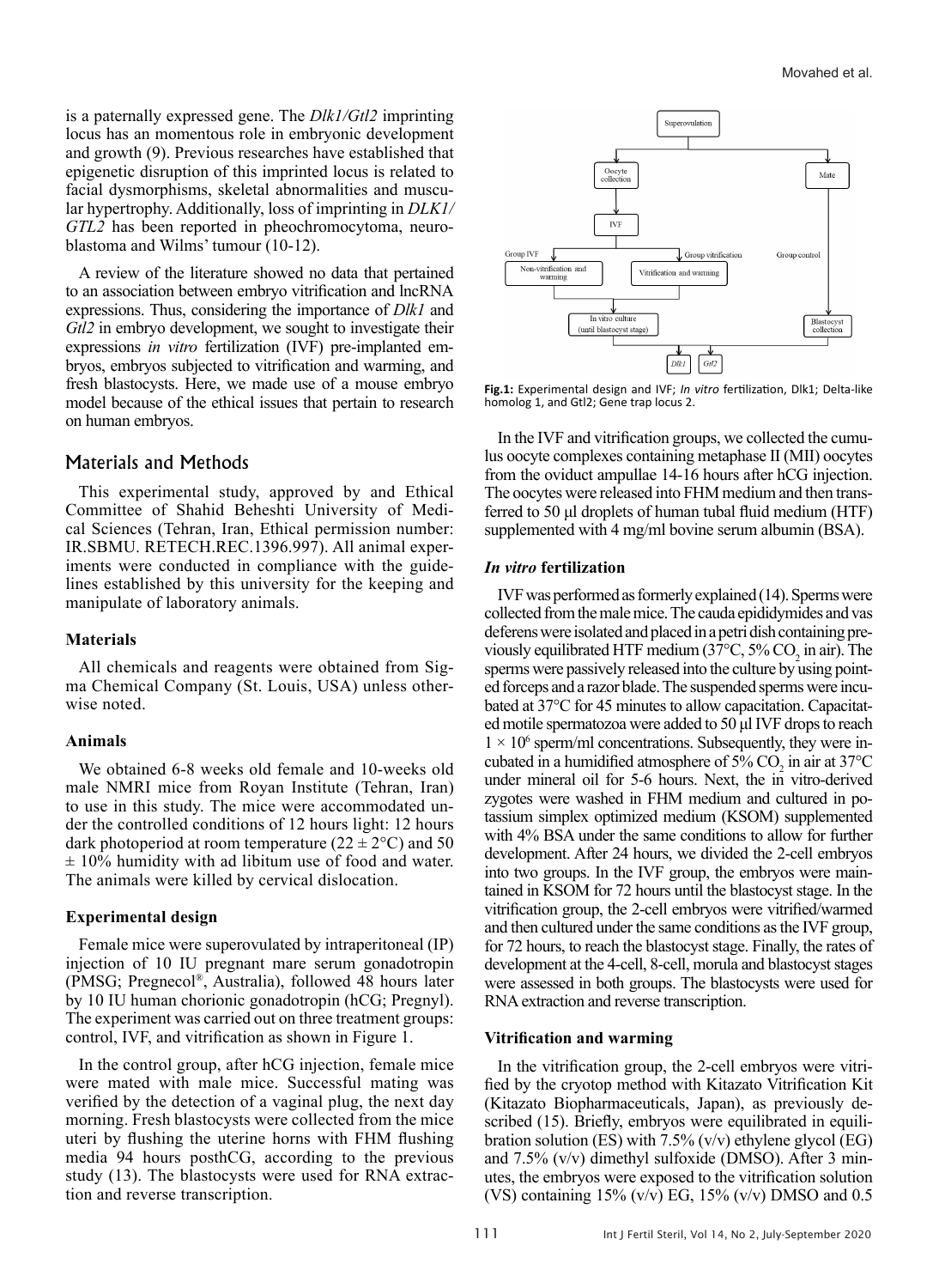is a paternally expressed gene. The *Dlk1/Gtl2* imprinting locus has an momentous role in embryonic development and growth (9). Previous researches have established that epigenetic disruption of this imprinted locus is related to facial dysmorphisms, skeletal abnormalities and muscular hypertrophy. Additionally, loss of imprinting in *DLK1/GTL2* has been reported in pheochromocytoma, neuroblastoma and Wilms' tumour (10-12).

A review of the literature showed no data that pertained to an association between embryo vitrification and lncRNA expressions. Thus, considering the importance of *Dlk1* and *Gtl2* in embryo development, we sought to investigate their expressions *in vitro* fertilization (IVF) pre-implanted embryos, embryos subjected to vitrification and warming, and fresh blastocysts. Here, we made use of a mouse embryo model because of the ethical issues that pertain to research on human embryos.

## Materials and Methods

This experimental study, approved by and Ethical Committee of Shahid Beheshti University of Medical Sciences (Tehran, Iran, Ethical permission number: IR.SBMU. RETECH.REC.1396.997). All animal experiments were conducted in compliance with the guidelines established by this university for the keeping and manipulate of laboratory animals.

### Materials

All chemicals and reagents were obtained from Sigma Chemical Company (St. Louis, USA) unless otherwise noted.

### Animals

We obtained 6-8 weeks old female and 10-weeks old male NMRI mice from Royan Institute (Tehran, Iran) to use in this study. The mice were accommodated under the controlled conditions of 12 hours light: 12 hours dark photoperiod at room temperature ($22 \pm 2°C$) and $50 \pm 10\%$ humidity with ad libitum use of food and water. The animals were killed by cervical dislocation.

### Experimental design

Female mice were superovulated by intraperitoneal (IP) injection of 10 IU pregnant mare serum gonadotropin (PMSG; Pregnecol®, Australia), followed 48 hours later by 10 IU human chorionic gonadotropin (hCG; Pregnyl). The experiment was carried out on three treatment groups: control, IVF, and vitrification as shown in Figure 1.

In the control group, after hCG injection, female mice were mated with male mice. Successful mating was verified by the detection of a vaginal plug, the next day morning. Fresh blastocysts were collected from the mice uteri by flushing the uterine horns with FHM flushing media 94 hours posthCG, according to the previous study (13). The blastocysts were used for RNA extraction and reverse transcription.

**Fig.1:** Experimental design and IVF; *In vitro* fertilization, Dlk1; Delta-like homolog 1, and Gtl2; Gene trap locus 2.

In the IVF and vitrification groups, we collected the cumulus oocyte complexes containing metaphase II (MII) oocytes from the oviduct ampullae 14-16 hours after hCG injection. The oocytes were released into FHM medium and then transferred to 50 μl droplets of human tubal fluid medium (HTF) supplemented with 4 mg/ml bovine serum albumin (BSA).

### *In vitro* fertilization

IVF was performed as formerly explained (14). Sperms were collected from the male mice. The cauda epididymides and vas deferens were isolated and placed in a petri dish containing previously equilibrated HTF medium (37°C, 5% $CO_2$ in air). The sperms were passively released into the culture by using pointed forceps and a razor blade. The suspended sperms were incubated at 37°C for 45 minutes to allow capacitation. Capacitated motile spermatozoa were added to 50 μl IVF drops to reach $1 \times 10^6$ sperm/ml concentrations. Subsequently, they were incubated in a humidified atmosphere of 5% $CO_2$ in air at 37°C under mineral oil for 5-6 hours. Next, the in vitro-derived zygotes were washed in FHM medium and cultured in potassium simplex optimized medium (KSOM) supplemented with 4% BSA under the same conditions to allow for further development. After 24 hours, we divided the 2-cell embryos into two groups. In the IVF group, the embryos were maintained in KSOM for 72 hours until the blastocyst stage. In the vitrification group, the 2-cell embryos were vitrified/warmed and then cultured under the same conditions as the IVF group, for 72 hours, to reach the blastocyst stage. Finally, the rates of development at the 4-cell, 8-cell, morula and blastocyst stages were assessed in both groups. The blastocysts were used for RNA extraction and reverse transcription.

### Vitrification and warming

In the vitrification group, the 2-cell embryos were vitrified by the cryotop method with Kitazato Vitrification Kit (Kitazato Biopharmaceuticals, Japan), as previously described (15). Briefly, embryos were equilibrated in equilibration solution (ES) with 7.5% (v/v) ethylene glycol (EG) and 7.5% (v/v) dimethyl sulfoxide (DMSO). After 3 minutes, the embryos were exposed to the vitrification solution (VS) containing 15% (v/v) EG, 15% (v/v) DMSO and 0.5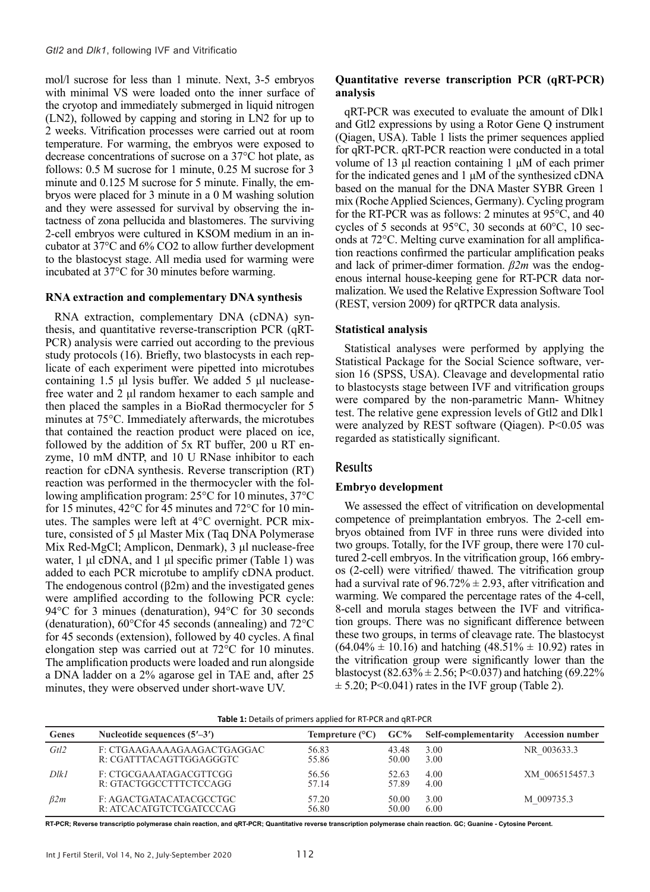mol/l sucrose for less than 1 minute. Next, 3-5 embryos with minimal VS were loaded onto the inner surface of the cryotop and immediately submerged in liquid nitrogen (LN2), followed by capping and storing in LN2 for up to 2 weeks. Vitrification processes were carried out at room temperature. For warming, the embryos were exposed to decrease concentrations of sucrose on a 37°C hot plate, as follows: 0.5 M sucrose for 1 minute, 0.25 M sucrose for 3 minute and 0.125 M sucrose for 5 minute. Finally, the embryos were placed for 3 minute in a 0 M washing solution and they were assessed for survival by observing the intactness of zona pellucida and blastomeres. The surviving 2-cell embryos were cultured in KSOM medium in an incubator at 37°C and 6% CO2 to allow further development to the blastocyst stage. All media used for warming were incubated at 37°C for 30 minutes before warming.

### RNA extraction and complementary DNA synthesis

RNA extraction, complementary DNA (cDNA) synthesis, and quantitative reverse-transcription PCR (qRT-PCR) analysis were carried out according to the previous study protocols (16). Briefly, two blastocysts in each replicate of each experiment were pipetted into microtubes containing 1.5 µl lysis buffer. We added 5 µl nuclease-free water and 2 µl random hexamer to each sample and then placed the samples in a BioRad thermocycler for 5 minutes at 75°C. Immediately afterwards, the microtubes that contained the reaction product were placed on ice, followed by the addition of 5x RT buffer, 200 u RT enzyme, 10 mM dNTP, and 10 U RNase inhibitor to each reaction for cDNA synthesis. Reverse transcription (RT) reaction was performed in the thermocycler with the following amplification program: 25°C for 10 minutes, 37°C for 15 minutes, 42°C for 45 minutes and 72°C for 10 minutes. The samples were left at 4°C overnight. PCR mixture, consisted of 5 µl Master Mix (Taq DNA Polymerase Mix Red-MgCl; Amplicon, Denmark), 3 µl nuclease-free water, 1 µl cDNA, and 1 µl specific primer (Table 1) was added to each PCR microtube to amplify cDNA product. The endogenous control (β2m) and the investigated genes were amplified according to the following PCR cycle: 94°C for 3 minues (denaturation), 94°C for 30 seconds (denaturation), 60°Cfor 45 seconds (annealing) and 72°C for 45 seconds (extension), followed by 40 cycles. A final elongation step was carried out at 72°C for 10 minutes. The amplification products were loaded and run alongside a DNA ladder on a 2% agarose gel in TAE and, after 25 minutes, they were observed under short-wave UV.

### Quantitative reverse transcription PCR (qRT-PCR) analysis

qRT-PCR was executed to evaluate the amount of Dlk1 and Gtl2 expressions by using a Rotor Gene Q instrument (Qiagen, USA). Table 1 lists the primer sequences applied for qRT-PCR. qRT-PCR reaction were conducted in a total volume of 13 µl reaction containing 1 µM of each primer for the indicated genes and 1 µM of the synthesized cDNA based on the manual for the DNA Master SYBR Green 1 mix (Roche Applied Sciences, Germany). Cycling program for the RT-PCR was as follows: 2 minutes at 95°C, and 40 cycles of 5 seconds at 95°C, 30 seconds at 60°C, 10 seconds at 72°C. Melting curve examination for all amplification reactions confirmed the particular amplification peaks and lack of primer-dimer formation. *β2m* was the endogenous internal house-keeping gene for RT-PCR data normalization. We used the Relative Expression Software Tool (REST, version 2009) for qRTPCR data analysis.

### Statistical analysis

Statistical analyses were performed by applying the Statistical Package for the Social Science software, version 16 (SPSS, USA). Cleavage and developmental ratio to blastocysts stage between IVF and vitrification groups were compared by the non-parametric Mann- Whitney test. The relative gene expression levels of Gtl2 and Dlk1 were analyzed by REST software (Qiagen). P<0.05 was regarded as statistically significant.

## Results

### Embryo development

We assessed the effect of vitrification on developmental competence of preimplantation embryos. The 2-cell embryos obtained from IVF in three runs were divided into two groups. Totally, for the IVF group, there were 170 cultured 2-cell embryos. In the vitrification group, 166 embryos (2-cell) were vitrified/ thawed. The vitrification group had a survival rate of 96.72% ± 2.93, after vitrification and warming. We compared the percentage rates of the 4-cell, 8-cell and morula stages between the IVF and vitrification groups. There was no significant difference between these two groups, in terms of cleavage rate. The blastocyst (64.04% ± 10.16) and hatching (48.51% ± 10.92) rates in the vitrification group were significantly lower than the blastocyst (82.63% ± 2.56; P<0.037) and hatching (69.22% ± 5.20; P<0.041) rates in the IVF group (Table 2).

**Table 1:** Details of primers applied for RT-PCR and qRT-PCR

| Genes | Nucleotide sequences (5′–3′) | Tempreture (°C) | GC% | Self-complementarity | Accession number |
|---|---|---|---|---|---|
| *Gtl2* | F: CTGAAGAAAAGAAGACTGAGGAC<br>R: CGATTTACAGTTGGAGGGTC | 56.83<br>55.86 | 43.48<br>50.00 | 3.00<br>3.00 | NR_003633.3 |
| *Dlk1* | F: CTGCGAAATAGACGTTCGG<br>R: GTACTGGCCTTTCTCCAGG | 56.56<br>57.14 | 52.63<br>57.89 | 4.00<br>4.00 | XM_006515457.3 |
| *β2m* | F: AGACTGATACATACGCCTGC<br>R: ATCACATGTCTCGATCCCAG | 57.20<br>56.80 | 50.00<br>50.00 | 3.00<br>6.00 | M_009735.3 |

RT-PCR; Reverse transcriptio polymerase chain reaction, and qRT-PCR; Quantitative reverse transcription polymerase chain reaction. GC; Guanine - Cytosine Percent.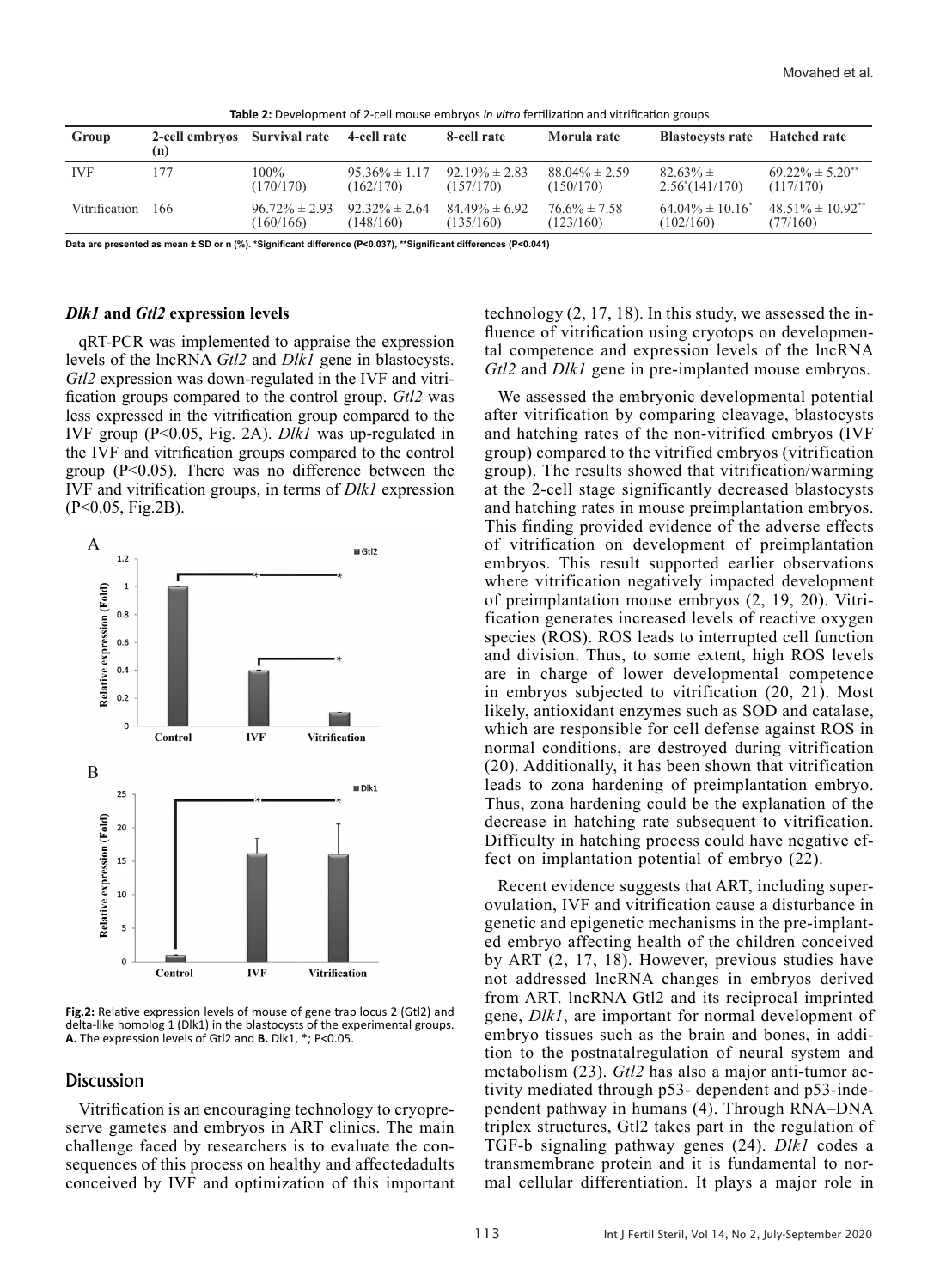**Table 2:** Development of 2-cell mouse embryos *in vitro* fertilization and vitrification groups

| Group | 2-cell embryos (n) | Survival rate | 4-cell rate | 8-cell rate | Morula rate | Blastocysts rate | Hatched rate |
|---|---|---|---|---|---|---|---|
| IVF | 177 | 100% (170/170) | 95.36% ± 1.17 (162/170) | 92.19% ± 2.83 (157/170) | 88.04% ± 2.59 (150/170) | 82.63% ± 2.56*(141/170) | 69.22% ± 5.20** (117/170) |
| Vitrification | 166 | 96.72% ± 2.93 (160/166) | 92.32% ± 2.64 (148/160) | 84.49% ± 6.92 (135/160) | 76.6% ± 7.58 (123/160) | 64.04% ± 10.16* (102/160) | 48.51% ± 10.92** (77/160) |

Data are presented as mean ± SD or n (%). *Significant difference (P<0.037), **Significant differences (P<0.041)

### *Dlk1* and *Gtl2* expression levels

qRT-PCR was implemented to appraise the expression levels of the lncRNA *Gtl2* and *Dlk1* gene in blastocysts. *Gtl2* expression was down-regulated in the IVF and vitrification groups compared to the control group. *Gtl2* was less expressed in the vitrification group compared to the IVF group (P<0.05, Fig. 2A). *Dlk1* was up-regulated in the IVF and vitrification groups compared to the control group (P<0.05). There was no difference between the IVF and vitrification groups, in terms of *Dlk1* expression (P<0.05, Fig.2B).

**Fig.2:** Relative expression levels of mouse of gene trap locus 2 (Gtl2) and delta-like homolog 1 (Dlk1) in the blastocysts of the experimental groups. **A.** The expression levels of Gtl2 and **B.** Dlk1, *; P<0.05.

## Discussion

Vitrification is an encouraging technology to cryopreserve gametes and embryos in ART clinics. The main challenge faced by researchers is to evaluate the consequences of this process on healthy and affectedadults conceived by IVF and optimization of this important technology (2, 17, 18). In this study, we assessed the influence of vitrification using cryotops on developmental competence and expression levels of the lncRNA *Gtl2* and *Dlk1* gene in pre-implanted mouse embryos.

We assessed the embryonic developmental potential after vitrification by comparing cleavage, blastocysts and hatching rates of the non-vitrified embryos (IVF group) compared to the vitrified embryos (vitrification group). The results showed that vitrification/warming at the 2-cell stage significantly decreased blastocysts and hatching rates in mouse preimplantation embryos. This finding provided evidence of the adverse effects of vitrification on development of preimplantation embryos. This result supported earlier observations where vitrification negatively impacted development of preimplantation mouse embryos (2, 19, 20). Vitrification generates increased levels of reactive oxygen species (ROS). ROS leads to interrupted cell function and division. Thus, to some extent, high ROS levels are in charge of lower developmental competence in embryos subjected to vitrification (20, 21). Most likely, antioxidant enzymes such as SOD and catalase, which are responsible for cell defense against ROS in normal conditions, are destroyed during vitrification (20). Additionally, it has been shown that vitrification leads to zona hardening of preimplantation embryo. Thus, zona hardening could be the explanation of the decrease in hatching rate subsequent to vitrification. Difficulty in hatching process could have negative effect on implantation potential of embryo (22).

Recent evidence suggests that ART, including superovulation, IVF and vitrification cause a disturbance in genetic and epigenetic mechanisms in the pre-implanted embryo affecting health of the children conceived by ART (2, 17, 18). However, previous studies have not addressed lncRNA changes in embryos derived from ART. lncRNA Gtl2 and its reciprocal imprinted gene, *Dlk1*, are important for normal development of embryo tissues such as the brain and bones, in addition to the postnatalregulation of neural system and metabolism (23). *Gtl2* has also a major anti-tumor activity mediated through p53- dependent and p53-independent pathway in humans (4). Through RNA–DNA triplex structures, Gtl2 takes part in the regulation of TGF-b signaling pathway genes (24). *Dlk1* codes a transmembrane protein and it is fundamental to normal cellular differentiation. It plays a major role in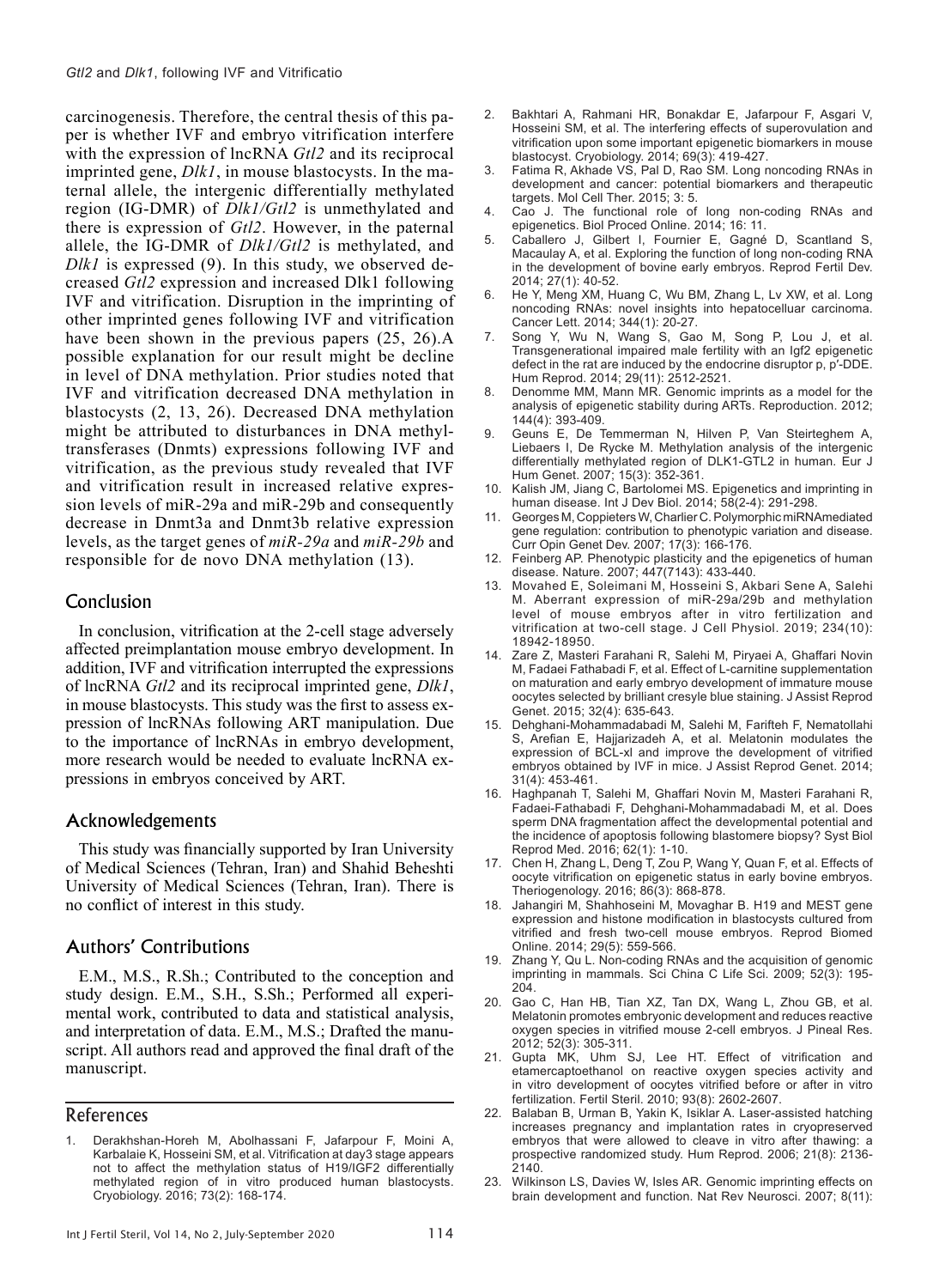carcinogenesis. Therefore, the central thesis of this paper is whether IVF and embryo vitrification interfere with the expression of lncRNA *Gtl2* and its reciprocal imprinted gene, *Dlk1*, in mouse blastocysts. In the maternal allele, the intergenic differentially methylated region (IG-DMR) of *Dlk1/Gtl2* is unmethylated and there is expression of *Gtl2*. However, in the paternal allele, the IG-DMR of *Dlk1/Gtl2* is methylated, and *Dlk1* is expressed (9). In this study, we observed decreased *Gtl2* expression and increased Dlk1 following IVF and vitrification. Disruption in the imprinting of other imprinted genes following IVF and vitrification have been shown in the previous papers (25, 26).A possible explanation for our result might be decline in level of DNA methylation. Prior studies noted that IVF and vitrification decreased DNA methylation in blastocysts (2, 13, 26). Decreased DNA methylation might be attributed to disturbances in DNA methyltransferases (Dnmts) expressions following IVF and vitrification, as the previous study revealed that IVF and vitrification result in increased relative expression levels of miR-29a and miR-29b and consequently decrease in Dnmt3a and Dnmt3b relative expression levels, as the target genes of *miR-29a* and *miR-29b* and responsible for de novo DNA methylation (13).

## Conclusion

In conclusion, vitrification at the 2-cell stage adversely affected preimplantation mouse embryo development. In addition, IVF and vitrification interrupted the expressions of lncRNA *Gtl2* and its reciprocal imprinted gene, *Dlk1*, in mouse blastocysts. This study was the first to assess expression of lncRNAs following ART manipulation. Due to the importance of lncRNAs in embryo development, more research would be needed to evaluate lncRNA expressions in embryos conceived by ART.

## Acknowledgements

This study was financially supported by Iran University of Medical Sciences (Tehran, Iran) and Shahid Beheshti University of Medical Sciences (Tehran, Iran). There is no conflict of interest in this study.

## Authors' Contributions

E.M., M.S., R.Sh.; Contributed to the conception and study design. E.M., S.H., S.Sh.; Performed all experimental work, contributed to data and statistical analysis, and interpretation of data. E.M., M.S.; Drafted the manuscript. All authors read and approved the final draft of the manuscript.

## References

1. Derakhshan-Horeh M, Abolhassani F, Jafarpour F, Moini A, Karbalaie K, Hosseini SM, et al. Vitrification at day3 stage appears not to affect the methylation status of H19/IGF2 differentially methylated region of in vitro produced human blastocysts. Cryobiology. 2016; 73(2): 168-174.
2. Bakhtari A, Rahmani HR, Bonakdar E, Jafarpour F, Asgari V, Hosseini SM, et al. The interfering effects of superovulation and vitrification upon some important epigenetic biomarkers in mouse blastocyst. Cryobiology. 2014; 69(3): 419-427.
3. Fatima R, Akhade VS, Pal D, Rao SM. Long noncoding RNAs in development and cancer: potential biomarkers and therapeutic targets. Mol Cell Ther. 2015; 3: 5.
4. Cao J. The functional role of long non-coding RNAs and epigenetics. Biol Proced Online. 2014; 16: 11.
5. Caballero J, Gilbert I, Fournier E, Gagné D, Scantland S, Macaulay A, et al. Exploring the function of long non-coding RNA in the development of bovine early embryos. Reprod Fertil Dev. 2014; 27(1): 40-52.
6. He Y, Meng XM, Huang C, Wu BM, Zhang L, Lv XW, et al. Long noncoding RNAs: novel insights into hepatocelluar carcinoma. Cancer Lett. 2014; 344(1): 20-27.
7. Song Y, Wu N, Wang S, Gao M, Song P, Lou J, et al. Transgenerational impaired male fertility with an Igf2 epigenetic defect in the rat are induced by the endocrine disruptor p, p′-DDE. Hum Reprod. 2014; 29(11): 2512-2521.
8. Denomme MM, Mann MR. Genomic imprints as a model for the analysis of epigenetic stability during ARTs. Reproduction. 2012; 144(4): 393-409.
9. Geuns E, De Temmerman N, Hilven P, Van Steirteghem A, Liebaers I, De Rycke M. Methylation analysis of the intergenic differentially methylated region of DLK1-GTL2 in human. Eur J Hum Genet. 2007; 15(3): 352-361.
10. Kalish JM, Jiang C, Bartolomei MS. Epigenetics and imprinting in human disease. Int J Dev Biol. 2014; 58(2-4): 291-298.
11. Georges M, Coppieters W, Charlier C. Polymorphic miRNAmediated gene regulation: contribution to phenotypic variation and disease. Curr Opin Genet Dev. 2007; 17(3): 166-176.
12. Feinberg AP. Phenotypic plasticity and the epigenetics of human disease. Nature. 2007; 447(7143): 433-440.
13. Movahed E, Soleimani M, Hosseini S, Akbari Sene A, Salehi M. Aberrant expression of miR-29a/29b and methylation level of mouse embryos after in vitro fertilization and vitrification at two-cell stage. J Cell Physiol. 2019; 234(10): 18942-18950.
14. Zare Z, Masteri Farahani R, Salehi M, Piryaei A, Ghaffari Novin M, Fadaei Fathabadi F, et al. Effect of L-carnitine supplementation on maturation and early embryo development of immature mouse oocytes selected by brilliant cresyle blue staining. J Assist Reprod Genet. 2015; 32(4): 635-643.
15. Dehghani-Mohammadabadi M, Salehi M, Farifteh F, Nematollahi S, Arefian E, Hajjarizadeh A, et al. Melatonin modulates the expression of BCL-xl and improve the development of vitrified embryos obtained by IVF in mice. J Assist Reprod Genet. 2014; 31(4): 453-461.
16. Haghpanah T, Salehi M, Ghaffari Novin M, Masteri Farahani R, Fadaei-Fathabadi F, Dehghani-Mohammadabadi M, et al. Does sperm DNA fragmentation affect the developmental potential and the incidence of apoptosis following blastomere biopsy? Syst Biol Reprod Med. 2016; 62(1): 1-10.
17. Chen H, Zhang L, Deng T, Zou P, Wang Y, Quan F, et al. Effects of oocyte vitrification on epigenetic status in early bovine embryos. Theriogenology. 2016; 86(3): 868-878.
18. Jahangiri M, Shahhoseini M, Movaghar B. H19 and MEST gene expression and histone modification in blastocysts cultured from vitrified and fresh two-cell mouse embryos. Reprod Biomed Online. 2014; 29(5): 559-566.
19. Zhang Y, Qu L. Non-coding RNAs and the acquisition of genomic imprinting in mammals. Sci China C Life Sci. 2009; 52(3): 195-204.
20. Gao C, Han HB, Tian XZ, Tan DX, Wang L, Zhou GB, et al. Melatonin promotes embryonic development and reduces reactive oxygen species in vitrified mouse 2-cell embryos. J Pineal Res. 2012; 52(3): 305-311.
21. Gupta MK, Uhm SJ, Lee HT. Effect of vitrification and etamercaptoethanol on reactive oxygen species activity and in vitro development of oocytes vitrified before or after in vitro fertilization. Fertil Steril. 2010; 93(8): 2602-2607.
22. Balaban B, Urman B, Yakin K, Isiklar A. Laser-assisted hatching increases pregnancy and implantation rates in cryopreserved embryos that were allowed to cleave in vitro after thawing: a prospective randomized study. Hum Reprod. 2006; 21(8): 2136-2140.
23. Wilkinson LS, Davies W, Isles AR. Genomic imprinting effects on brain development and function. Nat Rev Neurosci. 2007; 8(11):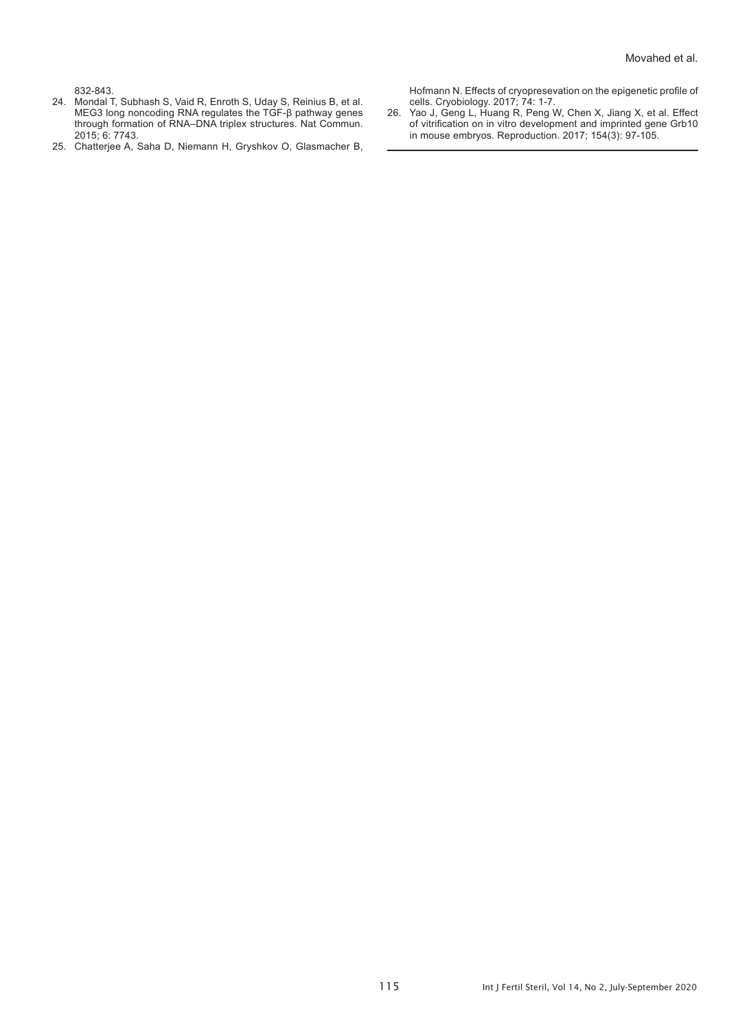832-843.

24. Mondal T, Subhash S, Vaid R, Enroth S, Uday S, Reinius B, et al. MEG3 long noncoding RNA regulates the TGF-β pathway genes through formation of RNA–DNA triplex structures. Nat Commun. 2015; 6: 7743.
25. Chatterjee A, Saha D, Niemann H, Gryshkov O, Glasmacher B, Hofmann N. Effects of cryopresevation on the epigenetic profile of cells. Cryobiology. 2017; 74: 1-7.
26. Yao J, Geng L, Huang R, Peng W, Chen X, Jiang X, et al. Effect of vitrification on in vitro development and imprinted gene Grb10 in mouse embryos. Reproduction. 2017; 154(3): 97-105.